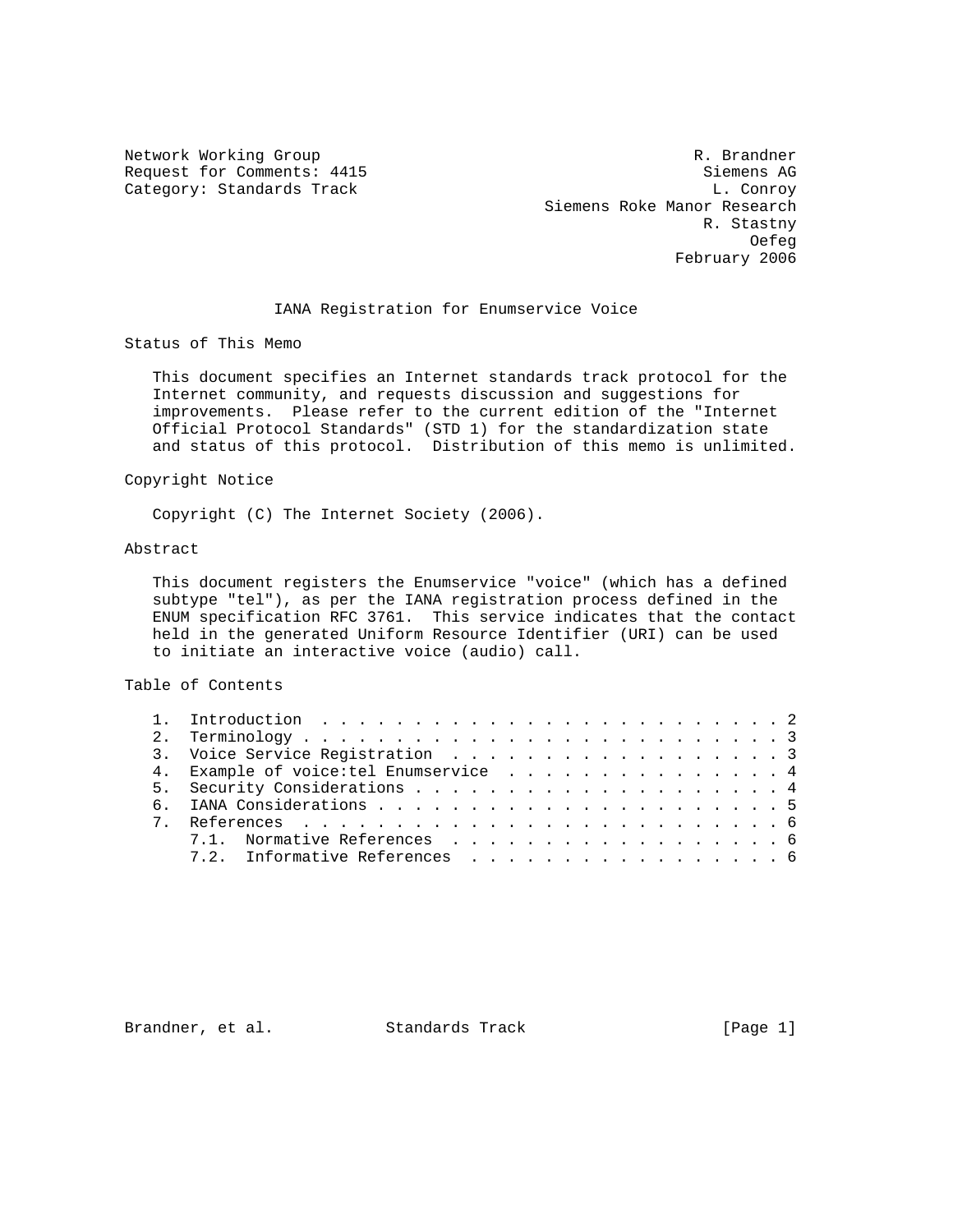Network Working Group R. Brandner
Request for Comments: 4415 Siemens AG
Category: Standards Track L. Conroy
Siemens Roke Manor Research
R. Stastny
Oefeg
February 2006

# IANA Registration for Enumservice Voice

## Status of This Memo

This document specifies an Internet standards track protocol for the Internet community, and requests discussion and suggestions for improvements. Please refer to the current edition of the "Internet Official Protocol Standards" (STD 1) for the standardization state and status of this protocol. Distribution of this memo is unlimited.

## Copyright Notice

Copyright (C) The Internet Society (2006).

## Abstract

This document registers the Enumservice "voice" (which has a defined subtype "tel"), as per the IANA registration process defined in the ENUM specification RFC 3761. This service indicates that the contact held in the generated Uniform Resource Identifier (URI) can be used to initiate an interactive voice (audio) call.

## Table of Contents

1. Introduction . . . . . . . . . . . . . . . . . . . . . . . . . 2
2. Terminology . . . . . . . . . . . . . . . . . . . . . . . . . . 3
3. Voice Service Registration . . . . . . . . . . . . . . . . . . 3
4. Example of voice:tel Enumservice . . . . . . . . . . . . . . . 4
5. Security Considerations . . . . . . . . . . . . . . . . . . . . 4
6. IANA Considerations . . . . . . . . . . . . . . . . . . . . . . 5
7. References . . . . . . . . . . . . . . . . . . . . . . . . . . 6
   7.1. Normative References . . . . . . . . . . . . . . . . . . . 6
   7.2. Informative References . . . . . . . . . . . . . . . . . . 6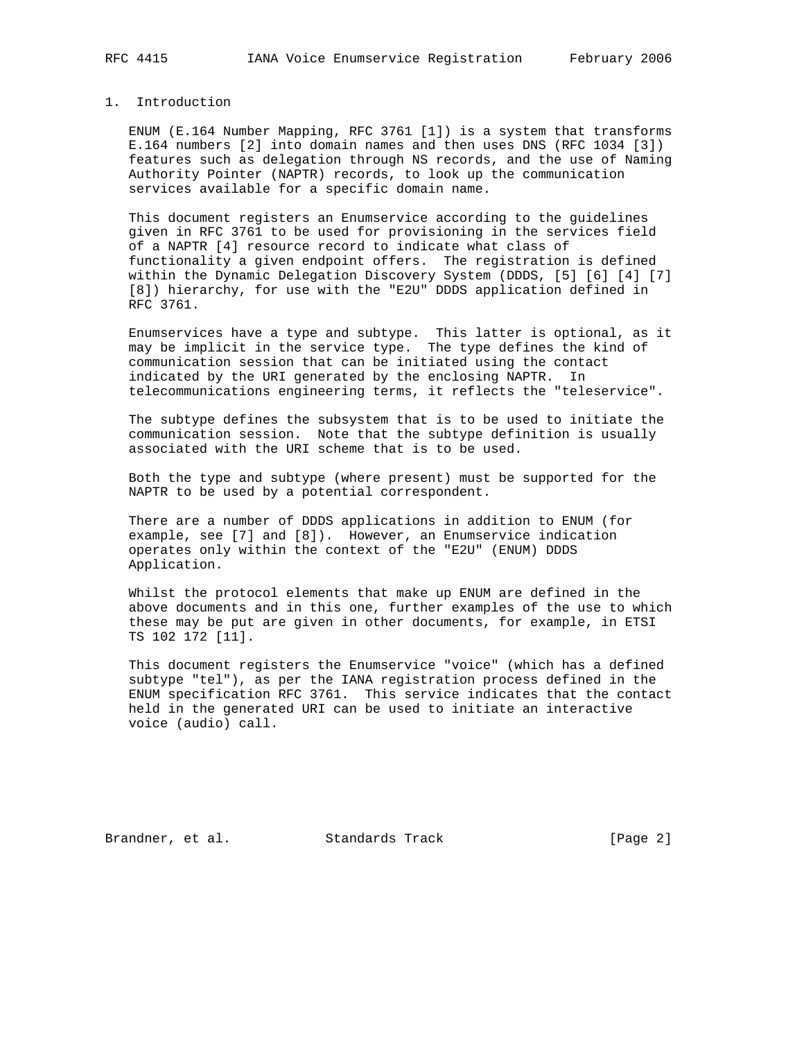# 1. Introduction

ENUM (E.164 Number Mapping, RFC 3761 [1]) is a system that transforms E.164 numbers [2] into domain names and then uses DNS (RFC 1034 [3]) features such as delegation through NS records, and the use of Naming Authority Pointer (NAPTR) records, to look up the communication services available for a specific domain name.

This document registers an Enumservice according to the guidelines given in RFC 3761 to be used for provisioning in the services field of a NAPTR [4] resource record to indicate what class of functionality a given endpoint offers. The registration is defined within the Dynamic Delegation Discovery System (DDDS, [5] [6] [4] [7] [8]) hierarchy, for use with the "E2U" DDDS application defined in RFC 3761.

Enumservices have a type and subtype. This latter is optional, as it may be implicit in the service type. The type defines the kind of communication session that can be initiated using the contact indicated by the URI generated by the enclosing NAPTR. In telecommunications engineering terms, it reflects the "teleservice".

The subtype defines the subsystem that is to be used to initiate the communication session. Note that the subtype definition is usually associated with the URI scheme that is to be used.

Both the type and subtype (where present) must be supported for the NAPTR to be used by a potential correspondent.

There are a number of DDDS applications in addition to ENUM (for example, see [7] and [8]). However, an Enumservice indication operates only within the context of the "E2U" (ENUM) DDDS Application.

Whilst the protocol elements that make up ENUM are defined in the above documents and in this one, further examples of the use to which these may be put are given in other documents, for example, in ETSI TS 102 172 [11].

This document registers the Enumservice "voice" (which has a defined subtype "tel"), as per the IANA registration process defined in the ENUM specification RFC 3761. This service indicates that the contact held in the generated URI can be used to initiate an interactive voice (audio) call.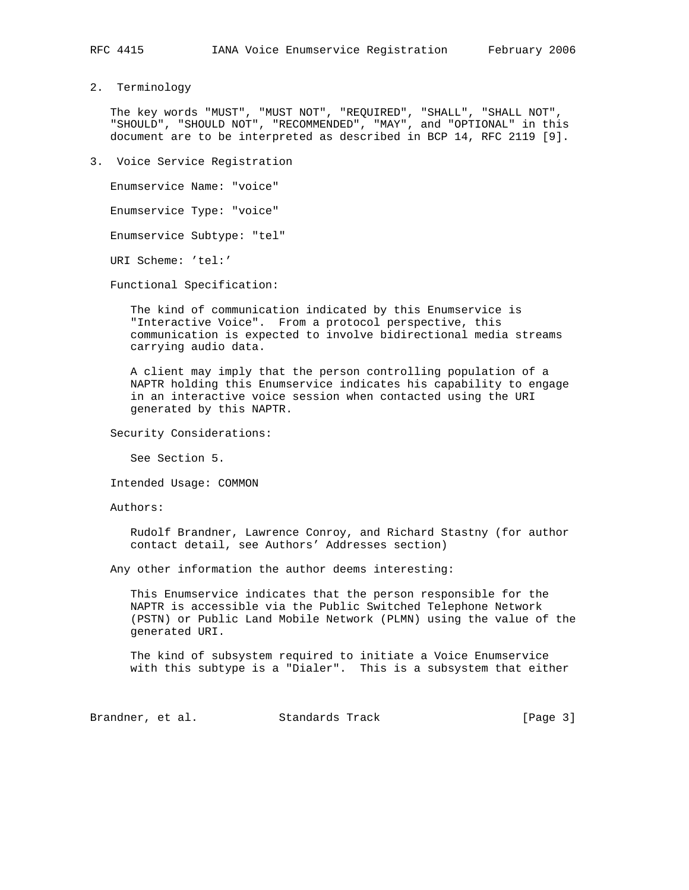## 2. Terminology

The key words "MUST", "MUST NOT", "REQUIRED", "SHALL", "SHALL NOT", "SHOULD", "SHOULD NOT", "RECOMMENDED", "MAY", and "OPTIONAL" in this document are to be interpreted as described in BCP 14, RFC 2119 [9].

## 3. Voice Service Registration

Enumservice Name: "voice"

Enumservice Type: "voice"

Enumservice Subtype: "tel"

URI Scheme: 'tel:'

Functional Specification:

The kind of communication indicated by this Enumservice is "Interactive Voice". From a protocol perspective, this communication is expected to involve bidirectional media streams carrying audio data.

A client may imply that the person controlling population of a NAPTR holding this Enumservice indicates his capability to engage in an interactive voice session when contacted using the URI generated by this NAPTR.

Security Considerations:

See Section 5.

Intended Usage: COMMON

Authors:

Rudolf Brandner, Lawrence Conroy, and Richard Stastny (for author contact detail, see Authors' Addresses section)

Any other information the author deems interesting:

This Enumservice indicates that the person responsible for the NAPTR is accessible via the Public Switched Telephone Network (PSTN) or Public Land Mobile Network (PLMN) using the value of the generated URI.

The kind of subsystem required to initiate a Voice Enumservice with this subtype is a "Dialer". This is a subsystem that either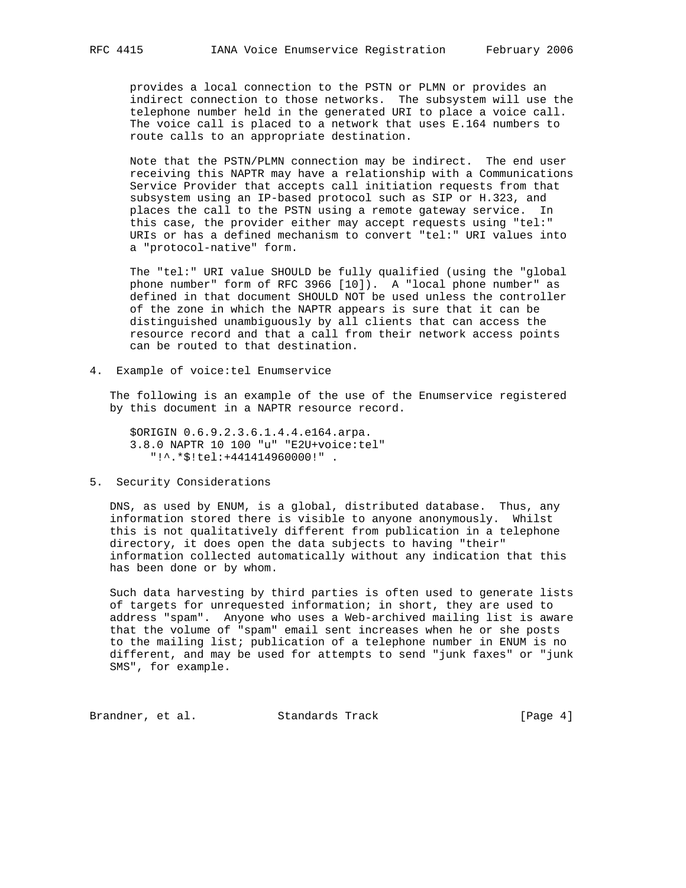provides a local connection to the PSTN or PLMN or provides an indirect connection to those networks. The subsystem will use the telephone number held in the generated URI to place a voice call. The voice call is placed to a network that uses E.164 numbers to route calls to an appropriate destination.

Note that the PSTN/PLMN connection may be indirect. The end user receiving this NAPTR may have a relationship with a Communications Service Provider that accepts call initiation requests from that subsystem using an IP-based protocol such as SIP or H.323, and places the call to the PSTN using a remote gateway service. In this case, the provider either may accept requests using "tel:" URIs or has a defined mechanism to convert "tel:" URI values into a "protocol-native" form.

The "tel:" URI value SHOULD be fully qualified (using the "global phone number" form of RFC 3966 [10]). A "local phone number" as defined in that document SHOULD NOT be used unless the controller of the zone in which the NAPTR appears is sure that it can be distinguished unambiguously by all clients that can access the resource record and that a call from their network access points can be routed to that destination.

## 4. Example of voice:tel Enumservice

The following is an example of the use of the Enumservice registered by this document in a NAPTR resource record.

```
$ORIGIN 0.6.9.2.3.6.1.4.4.e164.arpa.
3.8.0 NAPTR 10 100 "u" "E2U+voice:tel"
   "!^.*$!tel:+441414960000!" .
```

## 5. Security Considerations

DNS, as used by ENUM, is a global, distributed database. Thus, any information stored there is visible to anyone anonymously. Whilst this is not qualitatively different from publication in a telephone directory, it does open the data subjects to having "their" information collected automatically without any indication that this has been done or by whom.

Such data harvesting by third parties is often used to generate lists of targets for unrequested information; in short, they are used to address "spam". Anyone who uses a Web-archived mailing list is aware that the volume of "spam" email sent increases when he or she posts to the mailing list; publication of a telephone number in ENUM is no different, and may be used for attempts to send "junk faxes" or "junk SMS", for example.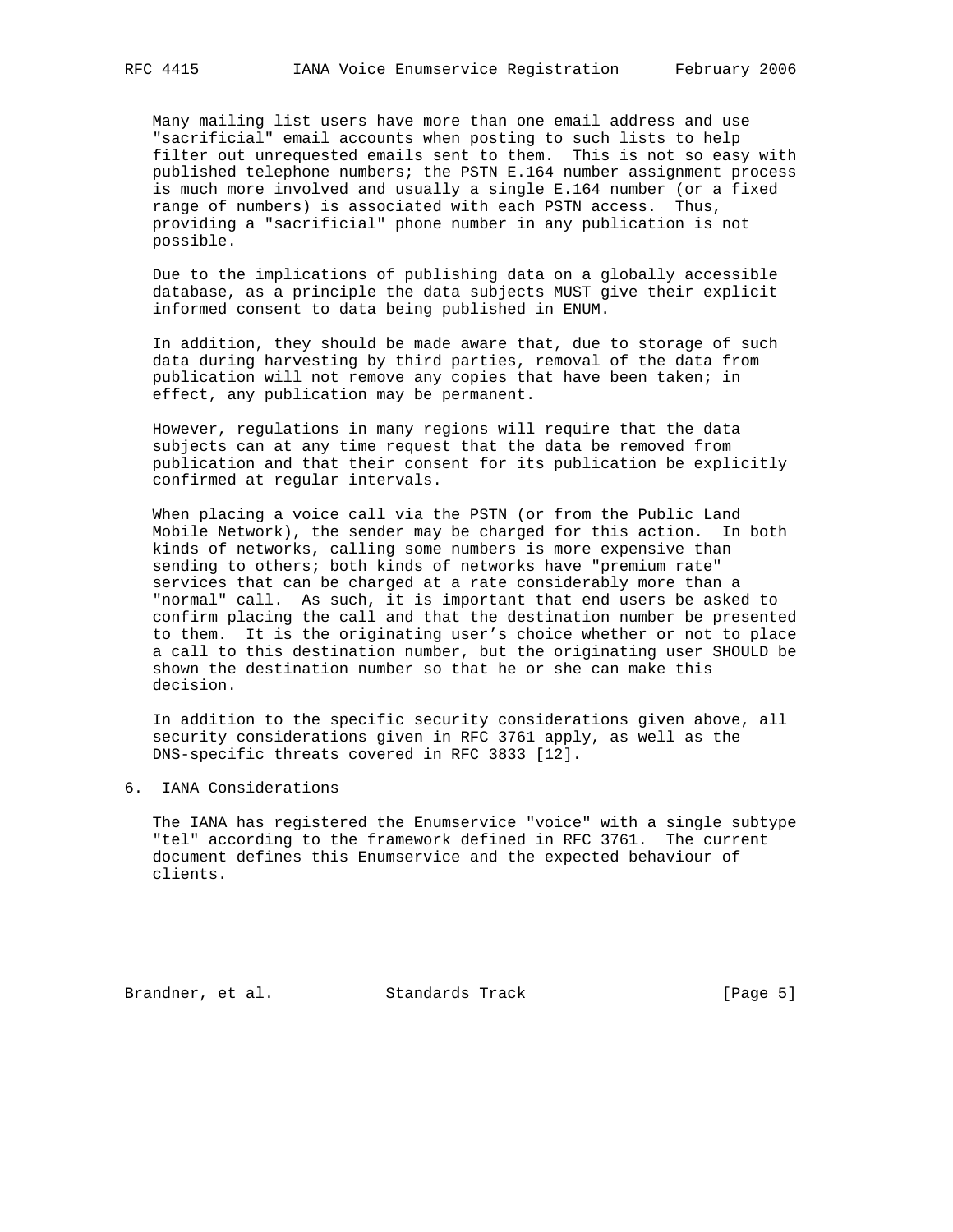Many mailing list users have more than one email address and use "sacrificial" email accounts when posting to such lists to help filter out unrequested emails sent to them. This is not so easy with published telephone numbers; the PSTN E.164 number assignment process is much more involved and usually a single E.164 number (or a fixed range of numbers) is associated with each PSTN access. Thus, providing a "sacrificial" phone number in any publication is not possible.

Due to the implications of publishing data on a globally accessible database, as a principle the data subjects MUST give their explicit informed consent to data being published in ENUM.

In addition, they should be made aware that, due to storage of such data during harvesting by third parties, removal of the data from publication will not remove any copies that have been taken; in effect, any publication may be permanent.

However, regulations in many regions will require that the data subjects can at any time request that the data be removed from publication and that their consent for its publication be explicitly confirmed at regular intervals.

When placing a voice call via the PSTN (or from the Public Land Mobile Network), the sender may be charged for this action. In both kinds of networks, calling some numbers is more expensive than sending to others; both kinds of networks have "premium rate" services that can be charged at a rate considerably more than a "normal" call. As such, it is important that end users be asked to confirm placing the call and that the destination number be presented to them. It is the originating user’s choice whether or not to place a call to this destination number, but the originating user SHOULD be shown the destination number so that he or she can make this decision.

In addition to the specific security considerations given above, all security considerations given in RFC 3761 apply, as well as the DNS-specific threats covered in RFC 3833 [12].

## 6. IANA Considerations

The IANA has registered the Enumservice "voice" with a single subtype "tel" according to the framework defined in RFC 3761. The current document defines this Enumservice and the expected behaviour of clients.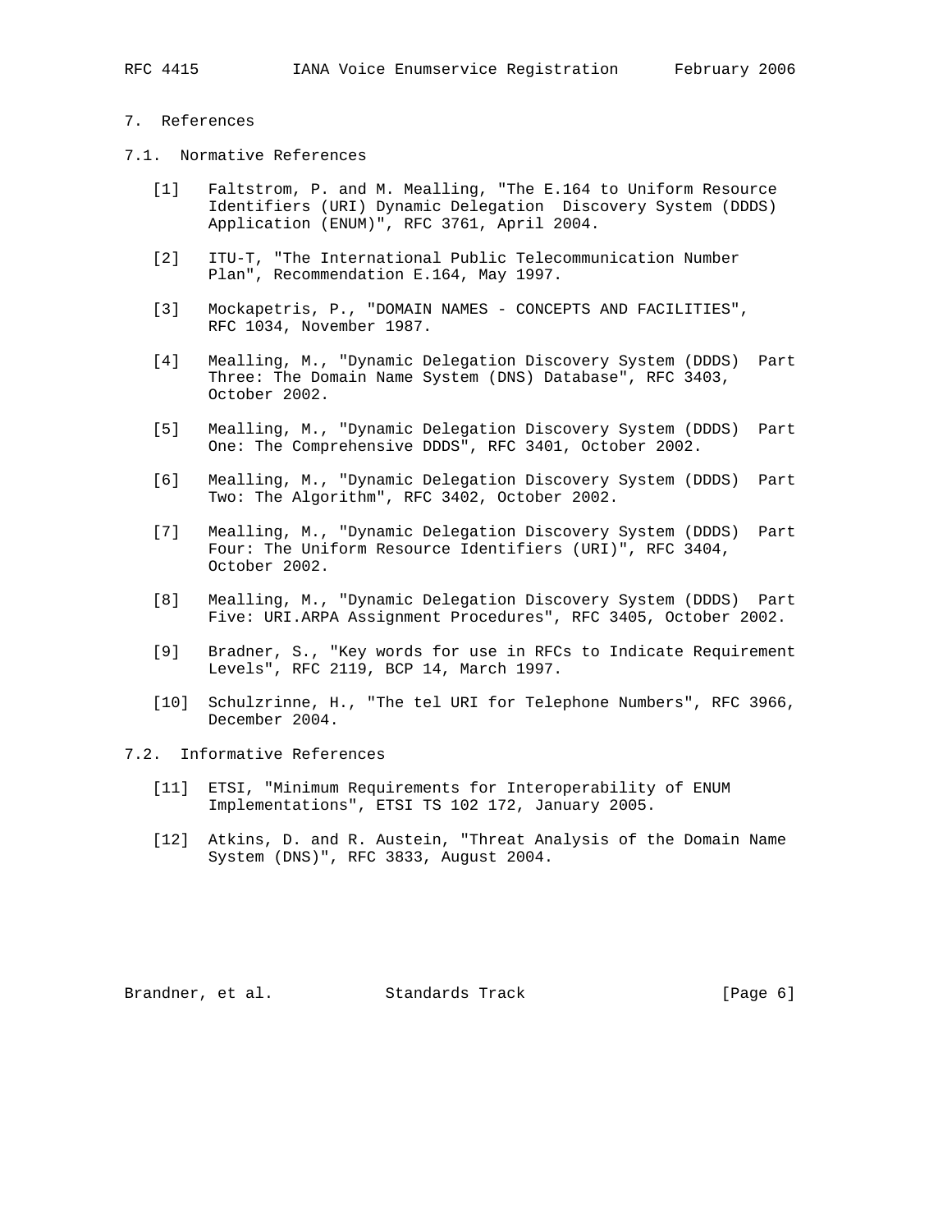## 7. References

### 7.1. Normative References

[1] Faltstrom, P. and M. Mealling, "The E.164 to Uniform Resource Identifiers (URI) Dynamic Delegation Discovery System (DDDS) Application (ENUM)", RFC 3761, April 2004.

[2] ITU-T, "The International Public Telecommunication Number Plan", Recommendation E.164, May 1997.

[3] Mockapetris, P., "DOMAIN NAMES - CONCEPTS AND FACILITIES", RFC 1034, November 1987.

[4] Mealling, M., "Dynamic Delegation Discovery System (DDDS) Part Three: The Domain Name System (DNS) Database", RFC 3403, October 2002.

[5] Mealling, M., "Dynamic Delegation Discovery System (DDDS) Part One: The Comprehensive DDDS", RFC 3401, October 2002.

[6] Mealling, M., "Dynamic Delegation Discovery System (DDDS) Part Two: The Algorithm", RFC 3402, October 2002.

[7] Mealling, M., "Dynamic Delegation Discovery System (DDDS) Part Four: The Uniform Resource Identifiers (URI)", RFC 3404, October 2002.

[8] Mealling, M., "Dynamic Delegation Discovery System (DDDS) Part Five: URI.ARPA Assignment Procedures", RFC 3405, October 2002.

[9] Bradner, S., "Key words for use in RFCs to Indicate Requirement Levels", RFC 2119, BCP 14, March 1997.

[10] Schulzrinne, H., "The tel URI for Telephone Numbers", RFC 3966, December 2004.

### 7.2. Informative References

[11] ETSI, "Minimum Requirements for Interoperability of ENUM Implementations", ETSI TS 102 172, January 2005.

[12] Atkins, D. and R. Austein, "Threat Analysis of the Domain Name System (DNS)", RFC 3833, August 2004.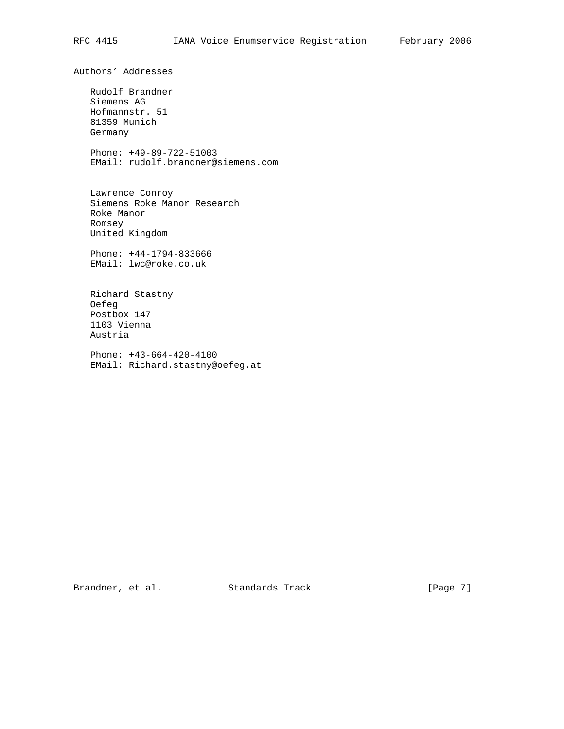## Authors' Addresses

Rudolf Brandner
Siemens AG
Hofmannstr. 51
81359 Munich
Germany

Phone: +49-89-722-51003
EMail: rudolf.brandner@siemens.com

Lawrence Conroy
Siemens Roke Manor Research
Roke Manor
Romsey
United Kingdom

Phone: +44-1794-833666
EMail: lwc@roke.co.uk

Richard Stastny
Oefeg
Postbox 147
1103 Vienna
Austria

Phone: +43-664-420-4100
EMail: Richard.stastny@oefeg.at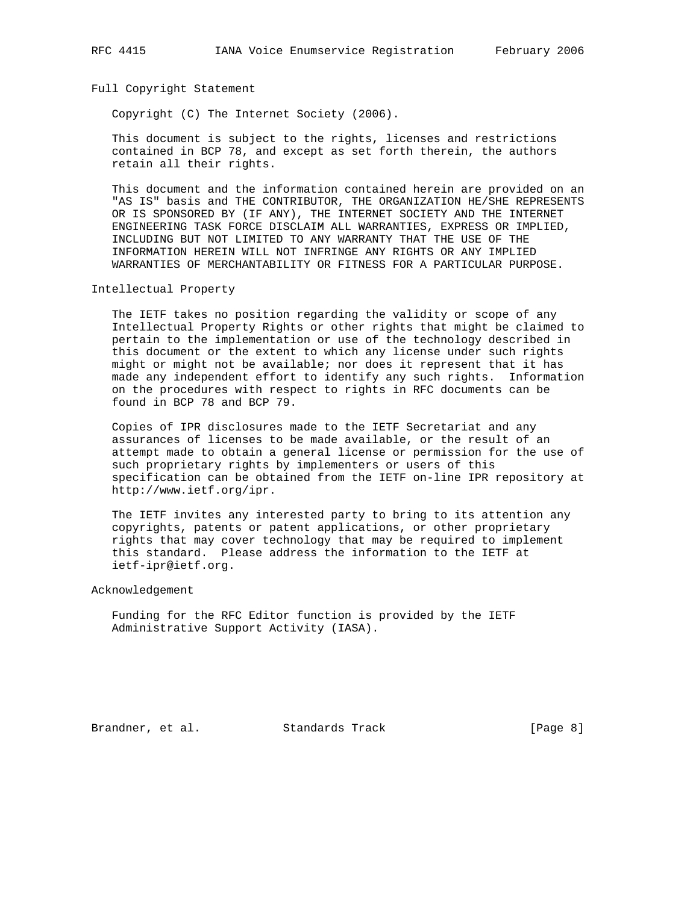## Full Copyright Statement

Copyright (C) The Internet Society (2006).

This document is subject to the rights, licenses and restrictions contained in BCP 78, and except as set forth therein, the authors retain all their rights.

This document and the information contained herein are provided on an "AS IS" basis and THE CONTRIBUTOR, THE ORGANIZATION HE/SHE REPRESENTS OR IS SPONSORED BY (IF ANY), THE INTERNET SOCIETY AND THE INTERNET ENGINEERING TASK FORCE DISCLAIM ALL WARRANTIES, EXPRESS OR IMPLIED, INCLUDING BUT NOT LIMITED TO ANY WARRANTY THAT THE USE OF THE INFORMATION HEREIN WILL NOT INFRINGE ANY RIGHTS OR ANY IMPLIED WARRANTIES OF MERCHANTABILITY OR FITNESS FOR A PARTICULAR PURPOSE.

## Intellectual Property

The IETF takes no position regarding the validity or scope of any Intellectual Property Rights or other rights that might be claimed to pertain to the implementation or use of the technology described in this document or the extent to which any license under such rights might or might not be available; nor does it represent that it has made any independent effort to identify any such rights. Information on the procedures with respect to rights in RFC documents can be found in BCP 78 and BCP 79.

Copies of IPR disclosures made to the IETF Secretariat and any assurances of licenses to be made available, or the result of an attempt made to obtain a general license or permission for the use of such proprietary rights by implementers or users of this specification can be obtained from the IETF on-line IPR repository at http://www.ietf.org/ipr.

The IETF invites any interested party to bring to its attention any copyrights, patents or patent applications, or other proprietary rights that may cover technology that may be required to implement this standard. Please address the information to the IETF at ietf-ipr@ietf.org.

## Acknowledgement

Funding for the RFC Editor function is provided by the IETF Administrative Support Activity (IASA).